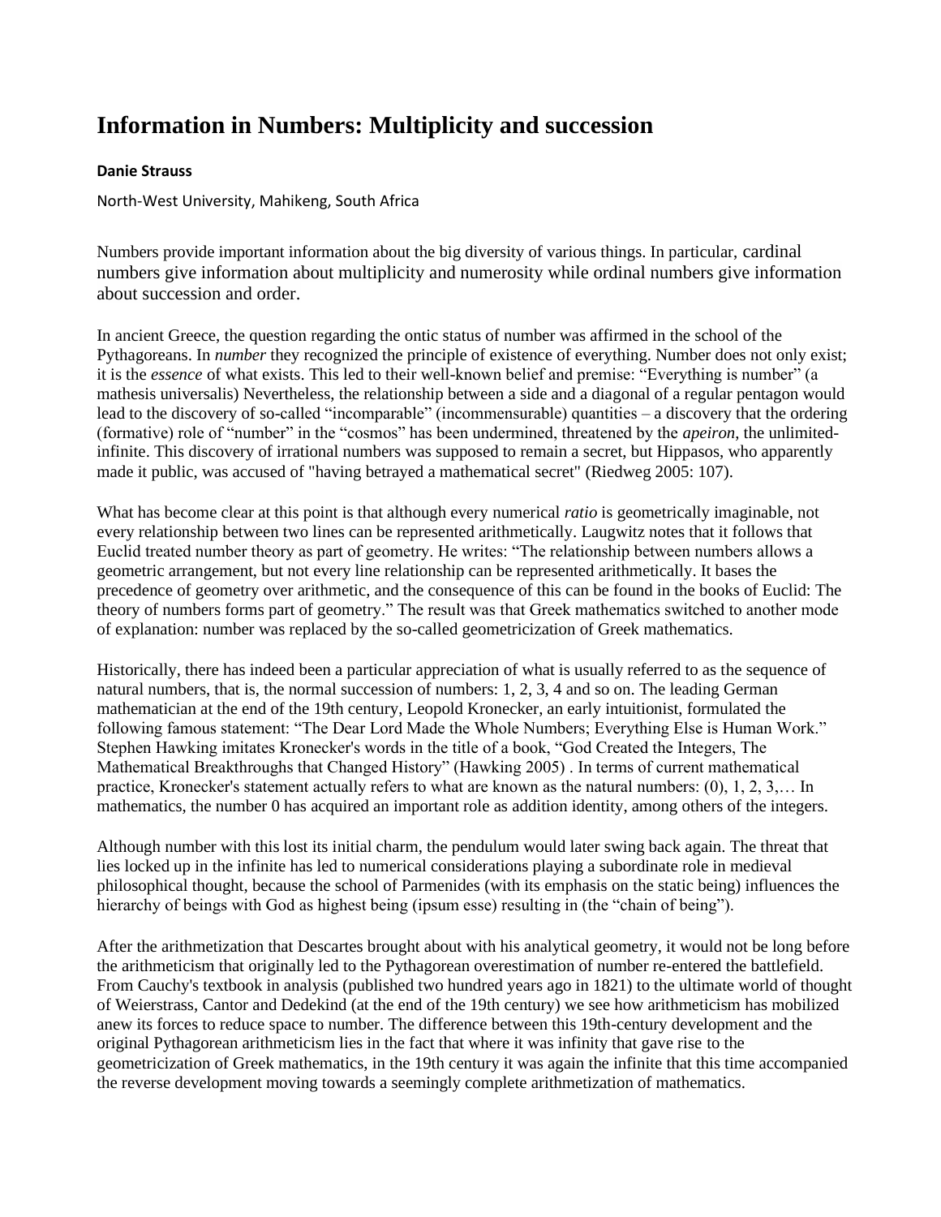# Information in Numbers: Multiplicity and succession

**Danie Strauss**

North-West University, Mahikeng, South Africa

Numbers provide important information about the big diversity of various things. In particular, cardinal numbers give information about multiplicity and numerosity while ordinal numbers give information about succession and order.

In ancient Greece, the question regarding the ontic status of number was affirmed in the school of the Pythagoreans. In *number* they recognized the principle of existence of everything. Number does not only exist; it is the *essence* of what exists. This led to their well-known belief and premise: "Everything is number" (a mathesis universalis) Nevertheless, the relationship between a side and a diagonal of a regular pentagon would lead to the discovery of so-called "incomparable" (incommensurable) quantities – a discovery that the ordering (formative) role of "number" in the "cosmos" has been undermined, threatened by the *apeiron*, the unlimited-infinite. This discovery of irrational numbers was supposed to remain a secret, but Hippasos, who apparently made it public, was accused of "having betrayed a mathematical secret" (Riedweg 2005: 107).

What has become clear at this point is that although every numerical *ratio* is geometrically imaginable, not every relationship between two lines can be represented arithmetically. Laugwitz notes that it follows that Euclid treated number theory as part of geometry. He writes: "The relationship between numbers allows a geometric arrangement, but not every line relationship can be represented arithmetically. It bases the precedence of geometry over arithmetic, and the consequence of this can be found in the books of Euclid: The theory of numbers forms part of geometry." The result was that Greek mathematics switched to another mode of explanation: number was replaced by the so-called geometricization of Greek mathematics.

Historically, there has indeed been a particular appreciation of what is usually referred to as the sequence of natural numbers, that is, the normal succession of numbers: 1, 2, 3, 4 and so on. The leading German mathematician at the end of the 19th century, Leopold Kronecker, an early intuitionist, formulated the following famous statement: "The Dear Lord Made the Whole Numbers; Everything Else is Human Work." Stephen Hawking imitates Kronecker's words in the title of a book, "God Created the Integers, The Mathematical Breakthroughs that Changed History" (Hawking 2005) . In terms of current mathematical practice, Kronecker's statement actually refers to what are known as the natural numbers: (0), 1, 2, 3,… In mathematics, the number 0 has acquired an important role as addition identity, among others of the integers.

Although number with this lost its initial charm, the pendulum would later swing back again. The threat that lies locked up in the infinite has led to numerical considerations playing a subordinate role in medieval philosophical thought, because the school of Parmenides (with its emphasis on the static being) influences the hierarchy of beings with God as highest being (ipsum esse) resulting in (the "chain of being").

After the arithmetization that Descartes brought about with his analytical geometry, it would not be long before the arithmeticism that originally led to the Pythagorean overestimation of number re-entered the battlefield. From Cauchy's textbook in analysis (published two hundred years ago in 1821) to the ultimate world of thought of Weierstrass, Cantor and Dedekind (at the end of the 19th century) we see how arithmeticism has mobilized anew its forces to reduce space to number. The difference between this 19th-century development and the original Pythagorean arithmeticism lies in the fact that where it was infinity that gave rise to the geometricization of Greek mathematics, in the 19th century it was again the infinite that this time accompanied the reverse development moving towards a seemingly complete arithmetization of mathematics.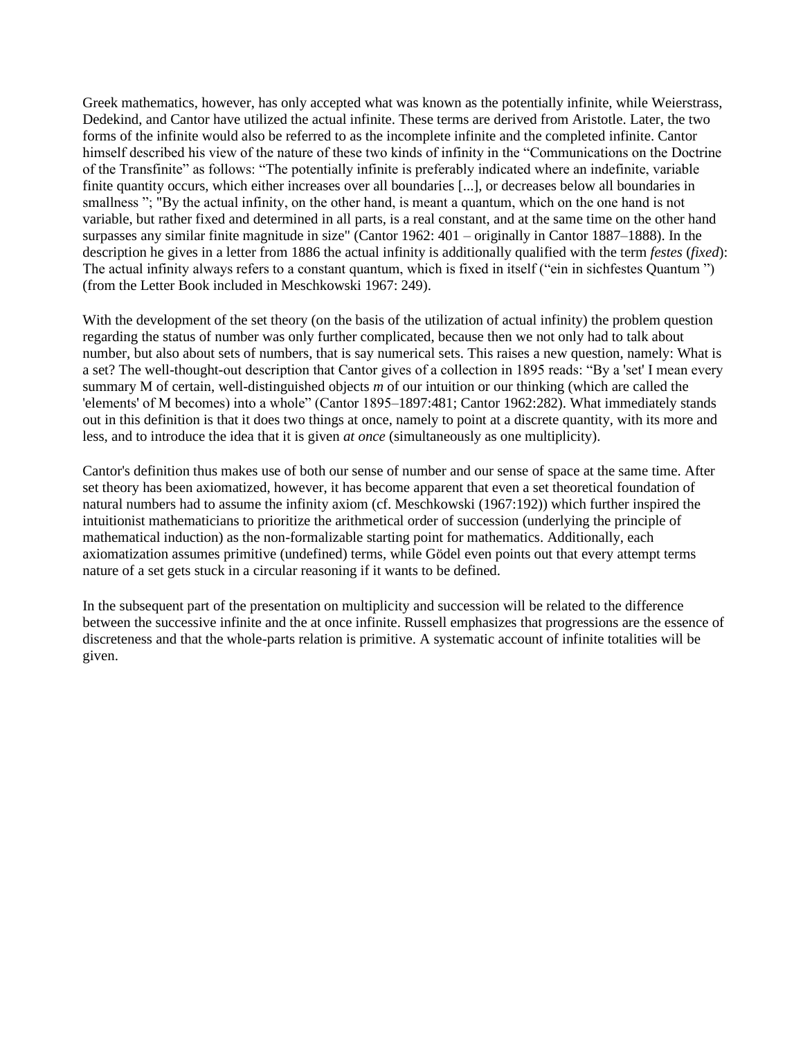Greek mathematics, however, has only accepted what was known as the potentially infinite, while Weierstrass, Dedekind, and Cantor have utilized the actual infinite. These terms are derived from Aristotle. Later, the two forms of the infinite would also be referred to as the incomplete infinite and the completed infinite. Cantor himself described his view of the nature of these two kinds of infinity in the "Communications on the Doctrine of the Transfinite" as follows: "The potentially infinite is preferably indicated where an indefinite, variable finite quantity occurs, which either increases over all boundaries [...], or decreases below all boundaries in smallness "; "By the actual infinity, on the other hand, is meant a quantum, which on the one hand is not variable, but rather fixed and determined in all parts, is a real constant, and at the same time on the other hand surpasses any similar finite magnitude in size" (Cantor 1962: 401 – originally in Cantor 1887–1888). In the description he gives in a letter from 1886 the actual infinity is additionally qualified with the term *festes* (*fixed*): The actual infinity always refers to a constant quantum, which is fixed in itself ("ein in sichfestes Quantum ") (from the Letter Book included in Meschkowski 1967: 249).

With the development of the set theory (on the basis of the utilization of actual infinity) the problem question regarding the status of number was only further complicated, because then we not only had to talk about number, but also about sets of numbers, that is say numerical sets. This raises a new question, namely: What is a set? The well-thought-out description that Cantor gives of a collection in 1895 reads: "By a 'set' I mean every summary M of certain, well-distinguished objects *m* of our intuition or our thinking (which are called the 'elements' of M becomes) into a whole" (Cantor 1895–1897:481; Cantor 1962:282). What immediately stands out in this definition is that it does two things at once, namely to point at a discrete quantity, with its more and less, and to introduce the idea that it is given *at once* (simultaneously as one multiplicity).

Cantor's definition thus makes use of both our sense of number and our sense of space at the same time. After set theory has been axiomatized, however, it has become apparent that even a set theoretical foundation of natural numbers had to assume the infinity axiom (cf. Meschkowski (1967:192)) which further inspired the intuitionist mathematicians to prioritize the arithmetical order of succession (underlying the principle of mathematical induction) as the non-formalizable starting point for mathematics. Additionally, each axiomatization assumes primitive (undefined) terms, while Gödel even points out that every attempt terms nature of a set gets stuck in a circular reasoning if it wants to be defined.

In the subsequent part of the presentation on multiplicity and succession will be related to the difference between the successive infinite and the at once infinite. Russell emphasizes that progressions are the essence of discreteness and that the whole-parts relation is primitive. A systematic account of infinite totalities will be given.